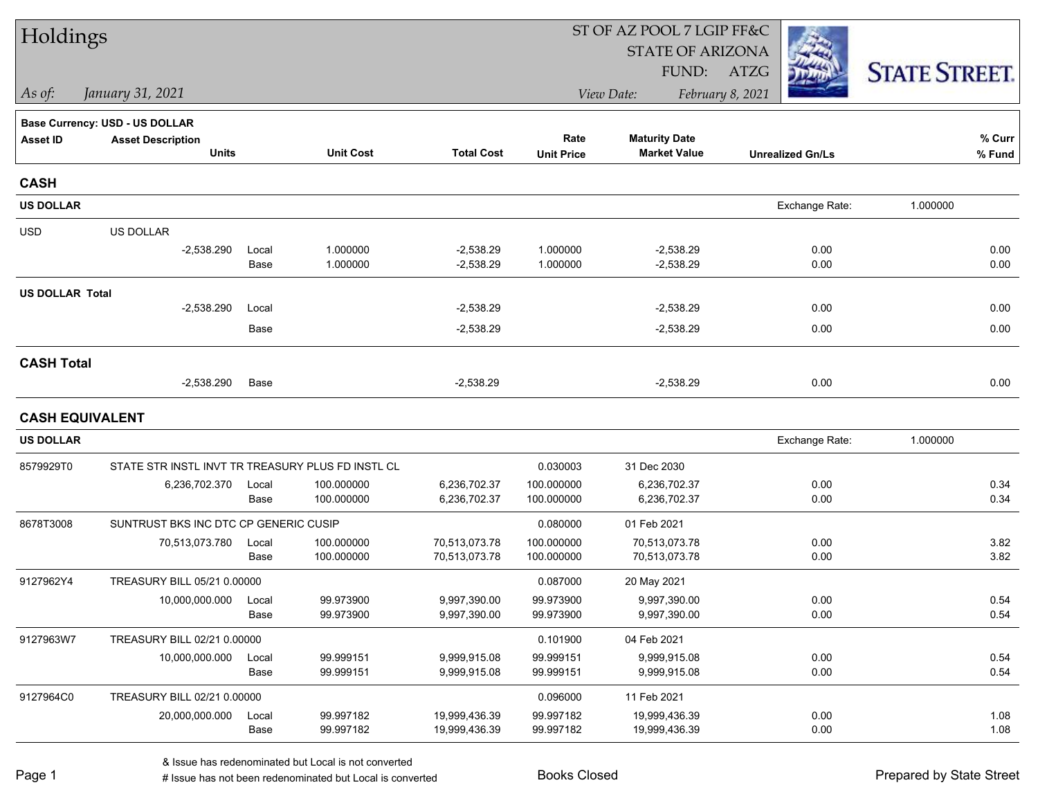# Holdings

*As of: January 31, 2021*

ST OF AZ POOL 7 LGIP FF&C
STATE OF ARIZONA
FUND: ATZG

*View Date: February 8, 2021*

STATE STREET.

**Base Currency: USD - US DOLLAR**

| Asset ID | Asset Description / Units | | Unit Cost | Total Cost | Rate / Unit Price | Maturity Date / Market Value | Unrealized Gn/Ls | % Curr / % Fund |
|---|---|---|---|---|---|---|---|---|
| **CASH** | | | | | | | | |
| **US DOLLAR** | | | | | | | Exchange Rate: | 1.000000 |
| USD | US DOLLAR | | | | | | | |
| | -2,538.290 | Local | 1.000000 | -2,538.29 | 1.000000 | -2,538.29 | 0.00 | 0.00 |
| | | Base | 1.000000 | -2,538.29 | 1.000000 | -2,538.29 | 0.00 | 0.00 |
| **US DOLLAR Total** | | | | | | | | |
| | -2,538.290 | Local | | -2,538.29 | | -2,538.29 | 0.00 | 0.00 |
| | | Base | | -2,538.29 | | -2,538.29 | 0.00 | 0.00 |
| **CASH Total** | | | | | | | | |
| | -2,538.290 | Base | | -2,538.29 | | -2,538.29 | 0.00 | 0.00 |
| **CASH EQUIVALENT** | | | | | | | | |
| **US DOLLAR** | | | | | | | Exchange Rate: | 1.000000 |
| 8579929T0 | STATE STR INSTL INVT TR TREASURY PLUS FD INSTL CL | | | | 0.030003 | 31 Dec 2030 | | |
| | 6,236,702.370 | Local | 100.000000 | 6,236,702.37 | 100.000000 | 6,236,702.37 | 0.00 | 0.34 |
| | | Base | 100.000000 | 6,236,702.37 | 100.000000 | 6,236,702.37 | 0.00 | 0.34 |
| 8678T3008 | SUNTRUST BKS INC DTC CP GENERIC CUSIP | | | | 0.080000 | 01 Feb 2021 | | |
| | 70,513,073.780 | Local | 100.000000 | 70,513,073.78 | 100.000000 | 70,513,073.78 | 0.00 | 3.82 |
| | | Base | 100.000000 | 70,513,073.78 | 100.000000 | 70,513,073.78 | 0.00 | 3.82 |
| 9127962Y4 | TREASURY BILL 05/21 0.00000 | | | | 0.087000 | 20 May 2021 | | |
| | 10,000,000.000 | Local | 99.973900 | 9,997,390.00 | 99.973900 | 9,997,390.00 | 0.00 | 0.54 |
| | | Base | 99.973900 | 9,997,390.00 | 99.973900 | 9,997,390.00 | 0.00 | 0.54 |
| 9127963W7 | TREASURY BILL 02/21 0.00000 | | | | 0.101900 | 04 Feb 2021 | | |
| | 10,000,000.000 | Local | 99.999151 | 9,999,915.08 | 99.999151 | 9,999,915.08 | 0.00 | 0.54 |
| | | Base | 99.999151 | 9,999,915.08 | 99.999151 | 9,999,915.08 | 0.00 | 0.54 |
| 9127964C0 | TREASURY BILL 02/21 0.00000 | | | | 0.096000 | 11 Feb 2021 | | |
| | 20,000,000.000 | Local | 99.997182 | 19,999,436.39 | 99.997182 | 19,999,436.39 | 0.00 | 1.08 |
| | | Base | 99.997182 | 19,999,436.39 | 99.997182 | 19,999,436.39 | 0.00 | 1.08 |

& Issue has redenominated but Local is not converted
# Issue has not been redenominated but Local is converted

Books Closed

Prepared by State Street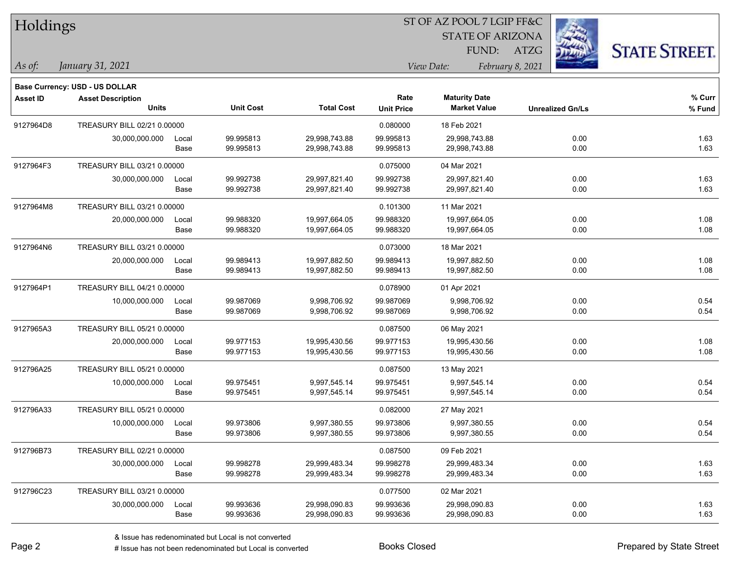# Holdings

ST OF AZ POOL 7 LGIP FF&C
STATE OF ARIZONA
FUND: ATZG

*As of:* *January 31, 2021*

*View Date:* *February 8, 2021*

**Base Currency: USD - US DOLLAR**

| Asset ID | Asset Description / Units | | Unit Cost | Total Cost | Rate / Unit Price | Maturity Date / Market Value | Unrealized Gn/Ls | % Curr / % Fund |
|---|---|---|---|---|---|---|---|---|
| 9127964D8 | TREASURY BILL 02/21 0.00000 | | | | 0.080000 | 18 Feb 2021 | | |
| | 30,000,000.000 | Local | 99.995813 | 29,998,743.88 | 99.995813 | 29,998,743.88 | 0.00 | 1.63 |
| | | Base | 99.995813 | 29,998,743.88 | 99.995813 | 29,998,743.88 | 0.00 | 1.63 |
| 9127964F3 | TREASURY BILL 03/21 0.00000 | | | | 0.075000 | 04 Mar 2021 | | |
| | 30,000,000.000 | Local | 99.992738 | 29,997,821.40 | 99.992738 | 29,997,821.40 | 0.00 | 1.63 |
| | | Base | 99.992738 | 29,997,821.40 | 99.992738 | 29,997,821.40 | 0.00 | 1.63 |
| 9127964M8 | TREASURY BILL 03/21 0.00000 | | | | 0.101300 | 11 Mar 2021 | | |
| | 20,000,000.000 | Local | 99.988320 | 19,997,664.05 | 99.988320 | 19,997,664.05 | 0.00 | 1.08 |
| | | Base | 99.988320 | 19,997,664.05 | 99.988320 | 19,997,664.05 | 0.00 | 1.08 |
| 9127964N6 | TREASURY BILL 03/21 0.00000 | | | | 0.073000 | 18 Mar 2021 | | |
| | 20,000,000.000 | Local | 99.989413 | 19,997,882.50 | 99.989413 | 19,997,882.50 | 0.00 | 1.08 |
| | | Base | 99.989413 | 19,997,882.50 | 99.989413 | 19,997,882.50 | 0.00 | 1.08 |
| 9127964P1 | TREASURY BILL 04/21 0.00000 | | | | 0.078900 | 01 Apr 2021 | | |
| | 10,000,000.000 | Local | 99.987069 | 9,998,706.92 | 99.987069 | 9,998,706.92 | 0.00 | 0.54 |
| | | Base | 99.987069 | 9,998,706.92 | 99.987069 | 9,998,706.92 | 0.00 | 0.54 |
| 9127965A3 | TREASURY BILL 05/21 0.00000 | | | | 0.087500 | 06 May 2021 | | |
| | 20,000,000.000 | Local | 99.977153 | 19,995,430.56 | 99.977153 | 19,995,430.56 | 0.00 | 1.08 |
| | | Base | 99.977153 | 19,995,430.56 | 99.977153 | 19,995,430.56 | 0.00 | 1.08 |
| 912796A25 | TREASURY BILL 05/21 0.00000 | | | | 0.087500 | 13 May 2021 | | |
| | 10,000,000.000 | Local | 99.975451 | 9,997,545.14 | 99.975451 | 9,997,545.14 | 0.00 | 0.54 |
| | | Base | 99.975451 | 9,997,545.14 | 99.975451 | 9,997,545.14 | 0.00 | 0.54 |
| 912796A33 | TREASURY BILL 05/21 0.00000 | | | | 0.082000 | 27 May 2021 | | |
| | 10,000,000.000 | Local | 99.973806 | 9,997,380.55 | 99.973806 | 9,997,380.55 | 0.00 | 0.54 |
| | | Base | 99.973806 | 9,997,380.55 | 99.973806 | 9,997,380.55 | 0.00 | 0.54 |
| 912796B73 | TREASURY BILL 02/21 0.00000 | | | | 0.087500 | 09 Feb 2021 | | |
| | 30,000,000.000 | Local | 99.998278 | 29,999,483.34 | 99.998278 | 29,999,483.34 | 0.00 | 1.63 |
| | | Base | 99.998278 | 29,999,483.34 | 99.998278 | 29,999,483.34 | 0.00 | 1.63 |
| 912796C23 | TREASURY BILL 03/21 0.00000 | | | | 0.077500 | 02 Mar 2021 | | |
| | 30,000,000.000 | Local | 99.993636 | 29,998,090.83 | 99.993636 | 29,998,090.83 | 0.00 | 1.63 |
| | | Base | 99.993636 | 29,998,090.83 | 99.993636 | 29,998,090.83 | 0.00 | 1.63 |

& Issue has redenominated but Local is not converted
# Issue has not been redenominated but Local is converted

Books Closed

Prepared by State Street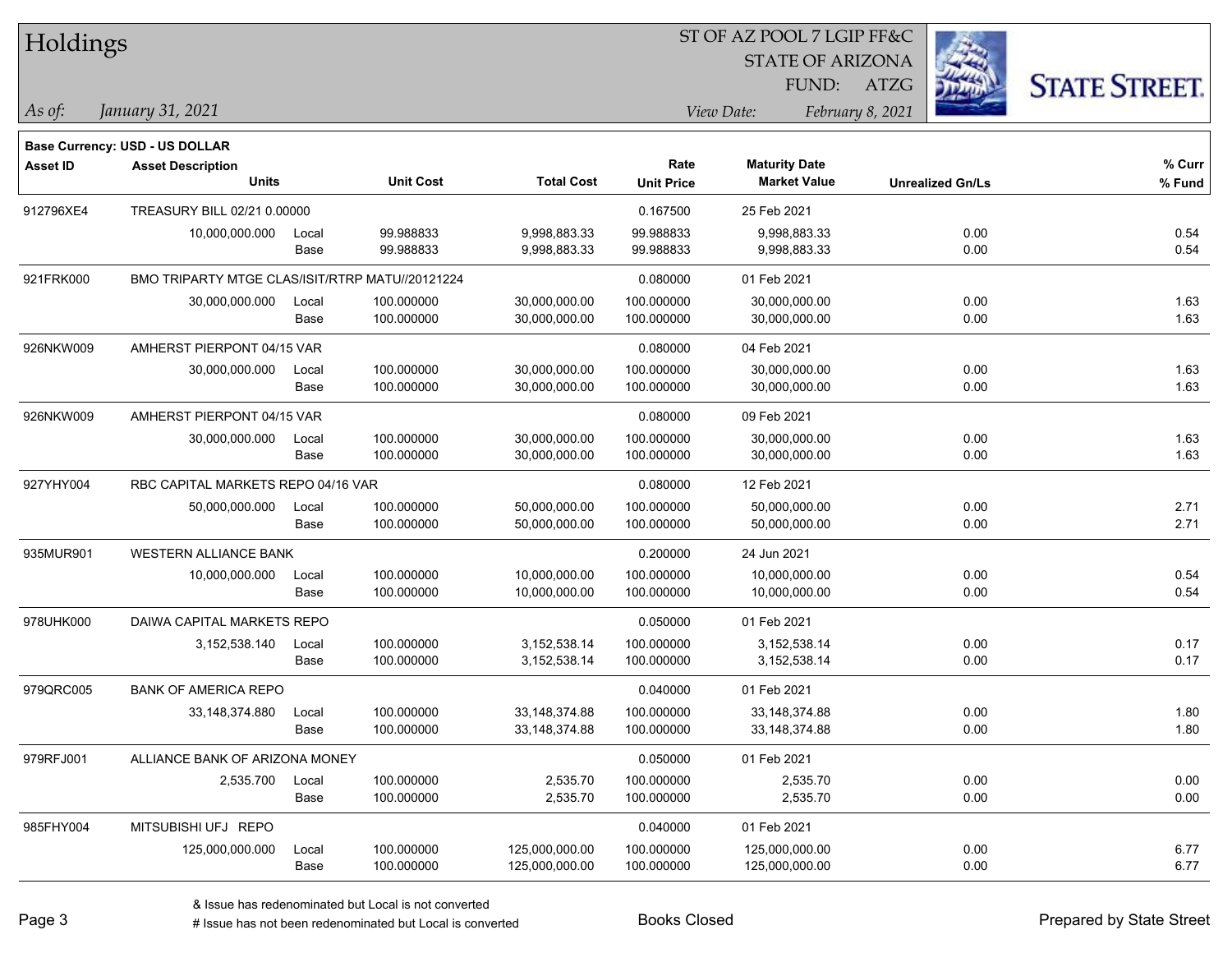# Holdings

ST OF AZ POOL 7 LGIP FF&C
STATE OF ARIZONA
FUND: ATZG

*As of: January 31, 2021*

*View Date: February 8, 2021*

**Base Currency: USD - US DOLLAR**

| Asset ID | Asset Description / Units | | Unit Cost | Total Cost | Rate / Unit Price | Maturity Date / Market Value | Unrealized Gn/Ls | % Curr / % Fund |
|---|---|---|---|---|---|---|---|---|
| 912796XE4 | TREASURY BILL 02/21 0.00000 | | | | 0.167500 | 25 Feb 2021 | | |
| | 10,000,000.000 | Local | 99.988833 | 9,998,883.33 | 99.988833 | 9,998,883.33 | 0.00 | 0.54 |
| | | Base | 99.988833 | 9,998,883.33 | 99.988833 | 9,998,883.33 | 0.00 | 0.54 |
| 921FRK000 | BMO TRIPARTY MTGE CLAS/ISIT/RTRP MATU//20121224 | | | | 0.080000 | 01 Feb 2021 | | |
| | 30,000,000.000 | Local | 100.000000 | 30,000,000.00 | 100.000000 | 30,000,000.00 | 0.00 | 1.63 |
| | | Base | 100.000000 | 30,000,000.00 | 100.000000 | 30,000,000.00 | 0.00 | 1.63 |
| 926NKW009 | AMHERST PIERPONT 04/15 VAR | | | | 0.080000 | 04 Feb 2021 | | |
| | 30,000,000.000 | Local | 100.000000 | 30,000,000.00 | 100.000000 | 30,000,000.00 | 0.00 | 1.63 |
| | | Base | 100.000000 | 30,000,000.00 | 100.000000 | 30,000,000.00 | 0.00 | 1.63 |
| 926NKW009 | AMHERST PIERPONT 04/15 VAR | | | | 0.080000 | 09 Feb 2021 | | |
| | 30,000,000.000 | Local | 100.000000 | 30,000,000.00 | 100.000000 | 30,000,000.00 | 0.00 | 1.63 |
| | | Base | 100.000000 | 30,000,000.00 | 100.000000 | 30,000,000.00 | 0.00 | 1.63 |
| 927YHY004 | RBC CAPITAL MARKETS REPO 04/16 VAR | | | | 0.080000 | 12 Feb 2021 | | |
| | 50,000,000.000 | Local | 100.000000 | 50,000,000.00 | 100.000000 | 50,000,000.00 | 0.00 | 2.71 |
| | | Base | 100.000000 | 50,000,000.00 | 100.000000 | 50,000,000.00 | 0.00 | 2.71 |
| 935MUR901 | WESTERN ALLIANCE BANK | | | | 0.200000 | 24 Jun 2021 | | |
| | 10,000,000.000 | Local | 100.000000 | 10,000,000.00 | 100.000000 | 10,000,000.00 | 0.00 | 0.54 |
| | | Base | 100.000000 | 10,000,000.00 | 100.000000 | 10,000,000.00 | 0.00 | 0.54 |
| 978UHK000 | DAIWA CAPITAL MARKETS REPO | | | | 0.050000 | 01 Feb 2021 | | |
| | 3,152,538.140 | Local | 100.000000 | 3,152,538.14 | 100.000000 | 3,152,538.14 | 0.00 | 0.17 |
| | | Base | 100.000000 | 3,152,538.14 | 100.000000 | 3,152,538.14 | 0.00 | 0.17 |
| 979QRC005 | BANK OF AMERICA REPO | | | | 0.040000 | 01 Feb 2021 | | |
| | 33,148,374.880 | Local | 100.000000 | 33,148,374.88 | 100.000000 | 33,148,374.88 | 0.00 | 1.80 |
| | | Base | 100.000000 | 33,148,374.88 | 100.000000 | 33,148,374.88 | 0.00 | 1.80 |
| 979RFJ001 | ALLIANCE BANK OF ARIZONA MONEY | | | | 0.050000 | 01 Feb 2021 | | |
| | 2,535.700 | Local | 100.000000 | 2,535.70 | 100.000000 | 2,535.70 | 0.00 | 0.00 |
| | | Base | 100.000000 | 2,535.70 | 100.000000 | 2,535.70 | 0.00 | 0.00 |
| 985FHY004 | MITSUBISHI UFJ REPO | | | | 0.040000 | 01 Feb 2021 | | |
| | 125,000,000.000 | Local | 100.000000 | 125,000,000.00 | 100.000000 | 125,000,000.00 | 0.00 | 6.77 |
| | | Base | 100.000000 | 125,000,000.00 | 100.000000 | 125,000,000.00 | 0.00 | 6.77 |

& Issue has redenominated but Local is not converted

# Issue has not been redenominated but Local is converted

Books Closed

Prepared by State Street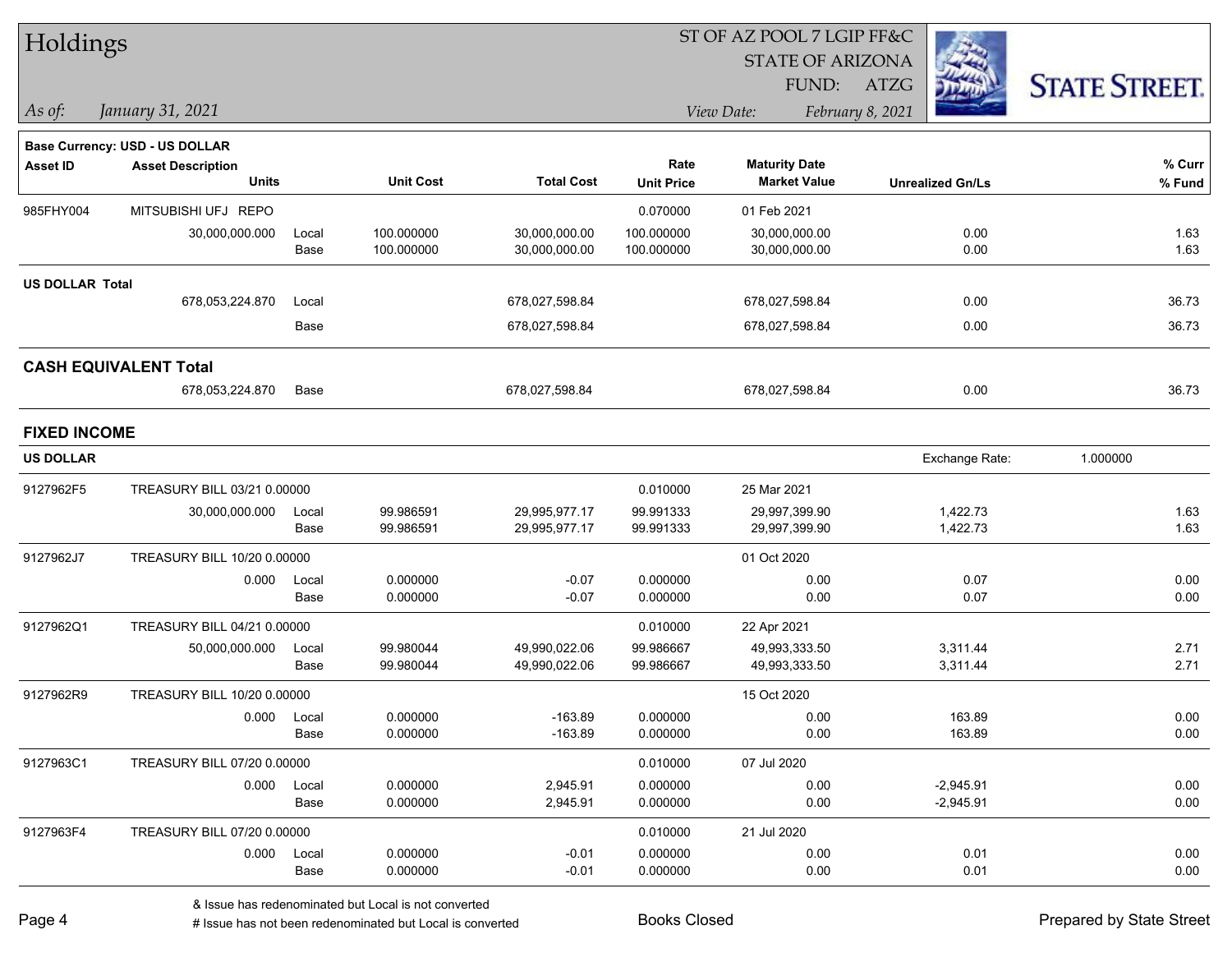# Holdings

ST OF AZ POOL 7 LGIP FF&C
STATE OF ARIZONA
FUND: ATZG

*As of:* *January 31, 2021*

*View Date:* *February 8, 2021*

**Base Currency: USD - US DOLLAR**

| Asset ID | Asset Description / Units | | Unit Cost | Total Cost | Rate / Unit Price | Maturity Date / Market Value | Unrealized Gn/Ls | % Curr / % Fund |
|---|---|---|---|---|---|---|---|---|
| 985FHY004 | MITSUBISHI UFJ REPO | | | | 0.070000 | 01 Feb 2021 | | |
| | 30,000,000.000 | Local | 100.000000 | 30,000,000.00 | 100.000000 | 30,000,000.00 | 0.00 | 1.63 |
| | | Base | 100.000000 | 30,000,000.00 | 100.000000 | 30,000,000.00 | 0.00 | 1.63 |
| **US DOLLAR Total** | | | | | | | | |
| | 678,053,224.870 | Local | | 678,027,598.84 | | 678,027,598.84 | 0.00 | 36.73 |
| | | Base | | 678,027,598.84 | | 678,027,598.84 | 0.00 | 36.73 |
| **CASH EQUIVALENT Total** | | | | | | | | |
| | 678,053,224.870 | Base | | 678,027,598.84 | | 678,027,598.84 | 0.00 | 36.73 |

## FIXED INCOME

**US DOLLAR** — Exchange Rate: 1.000000

| Asset ID | Asset Description / Units | | Unit Cost | Total Cost | Rate / Unit Price | Maturity Date / Market Value | Unrealized Gn/Ls | % Curr / % Fund |
|---|---|---|---|---|---|---|---|---|
| 9127962F5 | TREASURY BILL 03/21 0.00000 | | | | 0.010000 | 25 Mar 2021 | | |
| | 30,000,000.000 | Local | 99.986591 | 29,995,977.17 | 99.991333 | 29,997,399.90 | 1,422.73 | 1.63 |
| | | Base | 99.986591 | 29,995,977.17 | 99.991333 | 29,997,399.90 | 1,422.73 | 1.63 |
| 9127962J7 | TREASURY BILL 10/20 0.00000 | | | | | 01 Oct 2020 | | |
| | 0.000 | Local | 0.000000 | -0.07 | 0.000000 | 0.00 | 0.07 | 0.00 |
| | | Base | 0.000000 | -0.07 | 0.000000 | 0.00 | 0.07 | 0.00 |
| 9127962Q1 | TREASURY BILL 04/21 0.00000 | | | | 0.010000 | 22 Apr 2021 | | |
| | 50,000,000.000 | Local | 99.980044 | 49,990,022.06 | 99.986667 | 49,993,333.50 | 3,311.44 | 2.71 |
| | | Base | 99.980044 | 49,990,022.06 | 99.986667 | 49,993,333.50 | 3,311.44 | 2.71 |
| 9127962R9 | TREASURY BILL 10/20 0.00000 | | | | | 15 Oct 2020 | | |
| | 0.000 | Local | 0.000000 | -163.89 | 0.000000 | 0.00 | 163.89 | 0.00 |
| | | Base | 0.000000 | -163.89 | 0.000000 | 0.00 | 163.89 | 0.00 |
| 9127963C1 | TREASURY BILL 07/20 0.00000 | | | | 0.010000 | 07 Jul 2020 | | |
| | 0.000 | Local | 0.000000 | 2,945.91 | 0.000000 | 0.00 | -2,945.91 | 0.00 |
| | | Base | 0.000000 | 2,945.91 | 0.000000 | 0.00 | -2,945.91 | 0.00 |
| 9127963F4 | TREASURY BILL 07/20 0.00000 | | | | 0.010000 | 21 Jul 2020 | | |
| | 0.000 | Local | 0.000000 | -0.01 | 0.000000 | 0.00 | 0.01 | 0.00 |
| | | Base | 0.000000 | -0.01 | 0.000000 | 0.00 | 0.01 | 0.00 |

& Issue has redenominated but Local is not converted
# Issue has not been redenominated but Local is converted

Books Closed

Prepared by State Street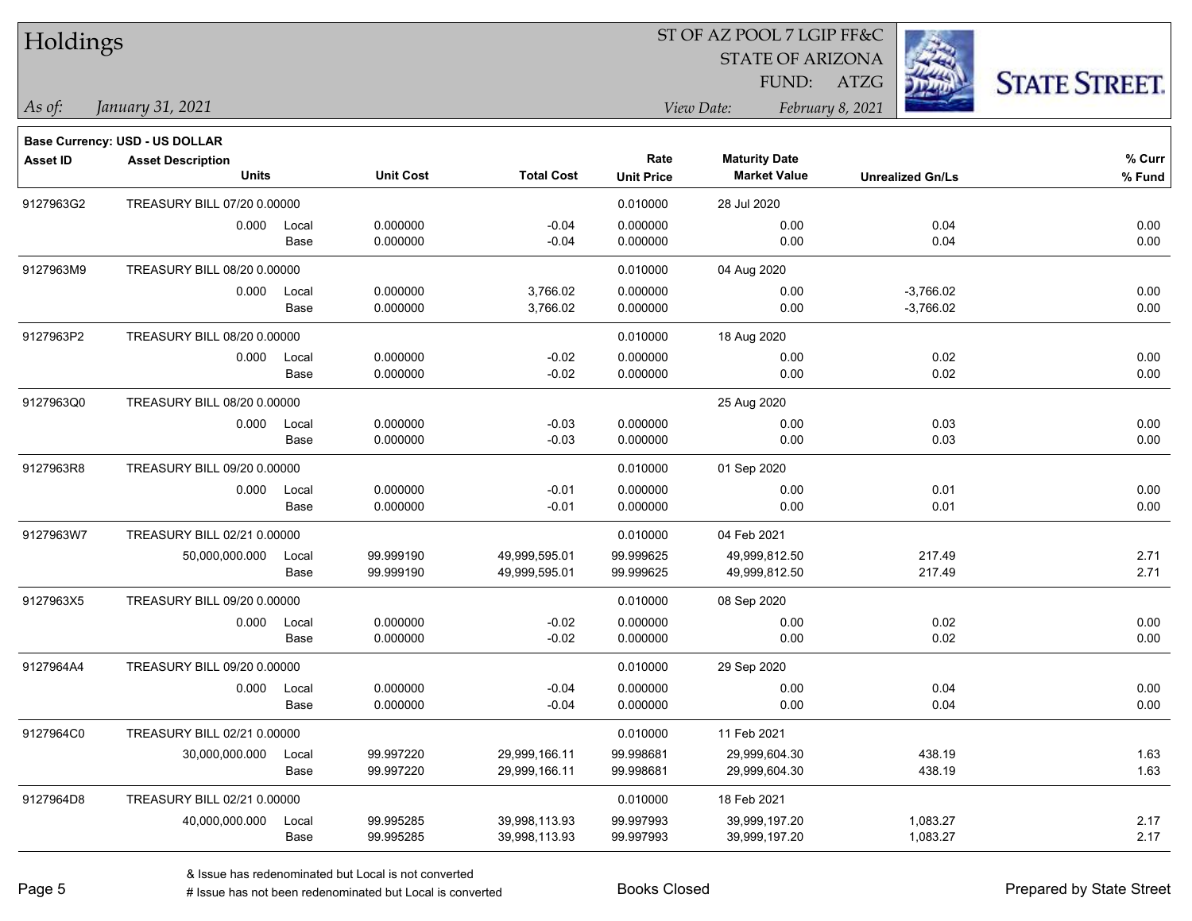# Holdings

ST OF AZ POOL 7 LGIP FF&C
STATE OF ARIZONA
FUND: ATZG

*As of:* *January 31, 2021*

*View Date:* *February 8, 2021*

**Base Currency: USD - US DOLLAR**

| Asset ID | Asset Description / Units | | Unit Cost | Total Cost | Rate / Unit Price | Maturity Date / Market Value | Unrealized Gn/Ls | % Curr / % Fund |
|---|---|---|---|---|---|---|---|---|
| 9127963G2 | TREASURY BILL 07/20 0.00000 | | | | 0.010000 | 28 Jul 2020 | | |
| | 0.000 | Local | 0.000000 | -0.04 | 0.000000 | 0.00 | 0.04 | 0.00 |
| | | Base | 0.000000 | -0.04 | 0.000000 | 0.00 | 0.04 | 0.00 |
| 9127963M9 | TREASURY BILL 08/20 0.00000 | | | | 0.010000 | 04 Aug 2020 | | |
| | 0.000 | Local | 0.000000 | 3,766.02 | 0.000000 | 0.00 | -3,766.02 | 0.00 |
| | | Base | 0.000000 | 3,766.02 | 0.000000 | 0.00 | -3,766.02 | 0.00 |
| 9127963P2 | TREASURY BILL 08/20 0.00000 | | | | 0.010000 | 18 Aug 2020 | | |
| | 0.000 | Local | 0.000000 | -0.02 | 0.000000 | 0.00 | 0.02 | 0.00 |
| | | Base | 0.000000 | -0.02 | 0.000000 | 0.00 | 0.02 | 0.00 |
| 9127963Q0 | TREASURY BILL 08/20 0.00000 | | | | | 25 Aug 2020 | | |
| | 0.000 | Local | 0.000000 | -0.03 | 0.000000 | 0.00 | 0.03 | 0.00 |
| | | Base | 0.000000 | -0.03 | 0.000000 | 0.00 | 0.03 | 0.00 |
| 9127963R8 | TREASURY BILL 09/20 0.00000 | | | | 0.010000 | 01 Sep 2020 | | |
| | 0.000 | Local | 0.000000 | -0.01 | 0.000000 | 0.00 | 0.01 | 0.00 |
| | | Base | 0.000000 | -0.01 | 0.000000 | 0.00 | 0.01 | 0.00 |
| 9127963W7 | TREASURY BILL 02/21 0.00000 | | | | 0.010000 | 04 Feb 2021 | | |
| | 50,000,000.000 | Local | 99.999190 | 49,999,595.01 | 99.999625 | 49,999,812.50 | 217.49 | 2.71 |
| | | Base | 99.999190 | 49,999,595.01 | 99.999625 | 49,999,812.50 | 217.49 | 2.71 |
| 9127963X5 | TREASURY BILL 09/20 0.00000 | | | | 0.010000 | 08 Sep 2020 | | |
| | 0.000 | Local | 0.000000 | -0.02 | 0.000000 | 0.00 | 0.02 | 0.00 |
| | | Base | 0.000000 | -0.02 | 0.000000 | 0.00 | 0.02 | 0.00 |
| 9127964A4 | TREASURY BILL 09/20 0.00000 | | | | 0.010000 | 29 Sep 2020 | | |
| | 0.000 | Local | 0.000000 | -0.04 | 0.000000 | 0.00 | 0.04 | 0.00 |
| | | Base | 0.000000 | -0.04 | 0.000000 | 0.00 | 0.04 | 0.00 |
| 9127964C0 | TREASURY BILL 02/21 0.00000 | | | | 0.010000 | 11 Feb 2021 | | |
| | 30,000,000.000 | Local | 99.997220 | 29,999,166.11 | 99.998681 | 29,999,604.30 | 438.19 | 1.63 |
| | | Base | 99.997220 | 29,999,166.11 | 99.998681 | 29,999,604.30 | 438.19 | 1.63 |
| 9127964D8 | TREASURY BILL 02/21 0.00000 | | | | 0.010000 | 18 Feb 2021 | | |
| | 40,000,000.000 | Local | 99.995285 | 39,998,113.93 | 99.997993 | 39,999,197.20 | 1,083.27 | 2.17 |
| | | Base | 99.995285 | 39,998,113.93 | 99.997993 | 39,999,197.20 | 1,083.27 | 2.17 |

& Issue has redenominated but Local is not converted
# Issue has not been redenominated but Local is converted

Books Closed

Prepared by State Street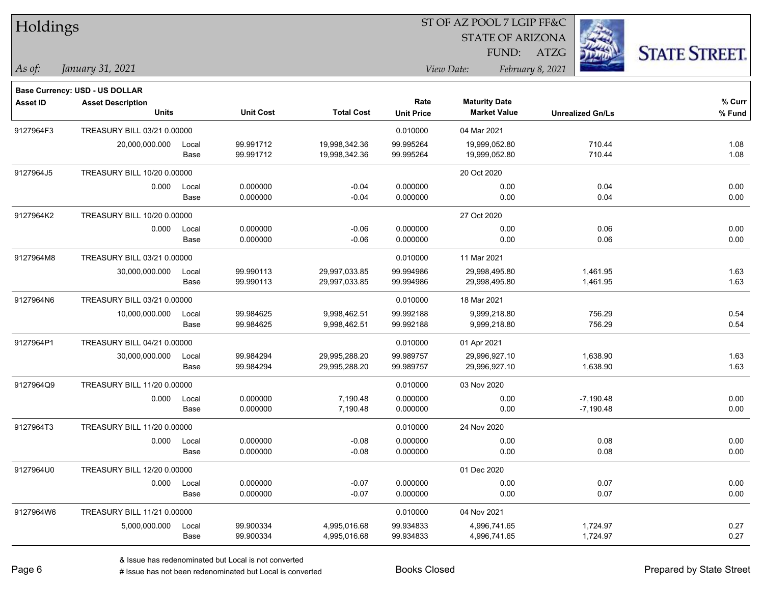# Holdings

ST OF AZ POOL 7 LGIP FF&C
STATE OF ARIZONA
FUND: ATZG

*As of:* *January 31, 2021*

*View Date:* *February 8, 2021*

**Base Currency: USD - US DOLLAR**

| Asset ID | Asset Description / Units | | Unit Cost | Total Cost | Rate / Unit Price | Maturity Date / Market Value | Unrealized Gn/Ls | % Curr / % Fund |
|---|---|---|---|---|---|---|---|---|
| 9127964F3 | TREASURY BILL 03/21 0.00000 | | | | 0.010000 | 04 Mar 2021 | | |
| | 20,000,000.000 | Local | 99.991712 | 19,998,342.36 | 99.995264 | 19,999,052.80 | 710.44 | 1.08 |
| | | Base | 99.991712 | 19,998,342.36 | 99.995264 | 19,999,052.80 | 710.44 | 1.08 |
| 9127964J5 | TREASURY BILL 10/20 0.00000 | | | | | 20 Oct 2020 | | |
| | 0.000 | Local | 0.000000 | -0.04 | 0.000000 | 0.00 | 0.04 | 0.00 |
| | | Base | 0.000000 | -0.04 | 0.000000 | 0.00 | 0.04 | 0.00 |
| 9127964K2 | TREASURY BILL 10/20 0.00000 | | | | | 27 Oct 2020 | | |
| | 0.000 | Local | 0.000000 | -0.06 | 0.000000 | 0.00 | 0.06 | 0.00 |
| | | Base | 0.000000 | -0.06 | 0.000000 | 0.00 | 0.06 | 0.00 |
| 9127964M8 | TREASURY BILL 03/21 0.00000 | | | | 0.010000 | 11 Mar 2021 | | |
| | 30,000,000.000 | Local | 99.990113 | 29,997,033.85 | 99.994986 | 29,998,495.80 | 1,461.95 | 1.63 |
| | | Base | 99.990113 | 29,997,033.85 | 99.994986 | 29,998,495.80 | 1,461.95 | 1.63 |
| 9127964N6 | TREASURY BILL 03/21 0.00000 | | | | 0.010000 | 18 Mar 2021 | | |
| | 10,000,000.000 | Local | 99.984625 | 9,998,462.51 | 99.992188 | 9,999,218.80 | 756.29 | 0.54 |
| | | Base | 99.984625 | 9,998,462.51 | 99.992188 | 9,999,218.80 | 756.29 | 0.54 |
| 9127964P1 | TREASURY BILL 04/21 0.00000 | | | | 0.010000 | 01 Apr 2021 | | |
| | 30,000,000.000 | Local | 99.984294 | 29,995,288.20 | 99.989757 | 29,996,927.10 | 1,638.90 | 1.63 |
| | | Base | 99.984294 | 29,995,288.20 | 99.989757 | 29,996,927.10 | 1,638.90 | 1.63 |
| 9127964Q9 | TREASURY BILL 11/20 0.00000 | | | | 0.010000 | 03 Nov 2020 | | |
| | 0.000 | Local | 0.000000 | 7,190.48 | 0.000000 | 0.00 | -7,190.48 | 0.00 |
| | | Base | 0.000000 | 7,190.48 | 0.000000 | 0.00 | -7,190.48 | 0.00 |
| 9127964T3 | TREASURY BILL 11/20 0.00000 | | | | 0.010000 | 24 Nov 2020 | | |
| | 0.000 | Local | 0.000000 | -0.08 | 0.000000 | 0.00 | 0.08 | 0.00 |
| | | Base | 0.000000 | -0.08 | 0.000000 | 0.00 | 0.08 | 0.00 |
| 9127964U0 | TREASURY BILL 12/20 0.00000 | | | | | 01 Dec 2020 | | |
| | 0.000 | Local | 0.000000 | -0.07 | 0.000000 | 0.00 | 0.07 | 0.00 |
| | | Base | 0.000000 | -0.07 | 0.000000 | 0.00 | 0.07 | 0.00 |
| 9127964W6 | TREASURY BILL 11/21 0.00000 | | | | 0.010000 | 04 Nov 2021 | | |
| | 5,000,000.000 | Local | 99.900334 | 4,995,016.68 | 99.934833 | 4,996,741.65 | 1,724.97 | 0.27 |
| | | Base | 99.900334 | 4,995,016.68 | 99.934833 | 4,996,741.65 | 1,724.97 | 0.27 |

& Issue has redenominated but Local is not converted
# Issue has not been redenominated but Local is converted

Books Closed

Prepared by State Street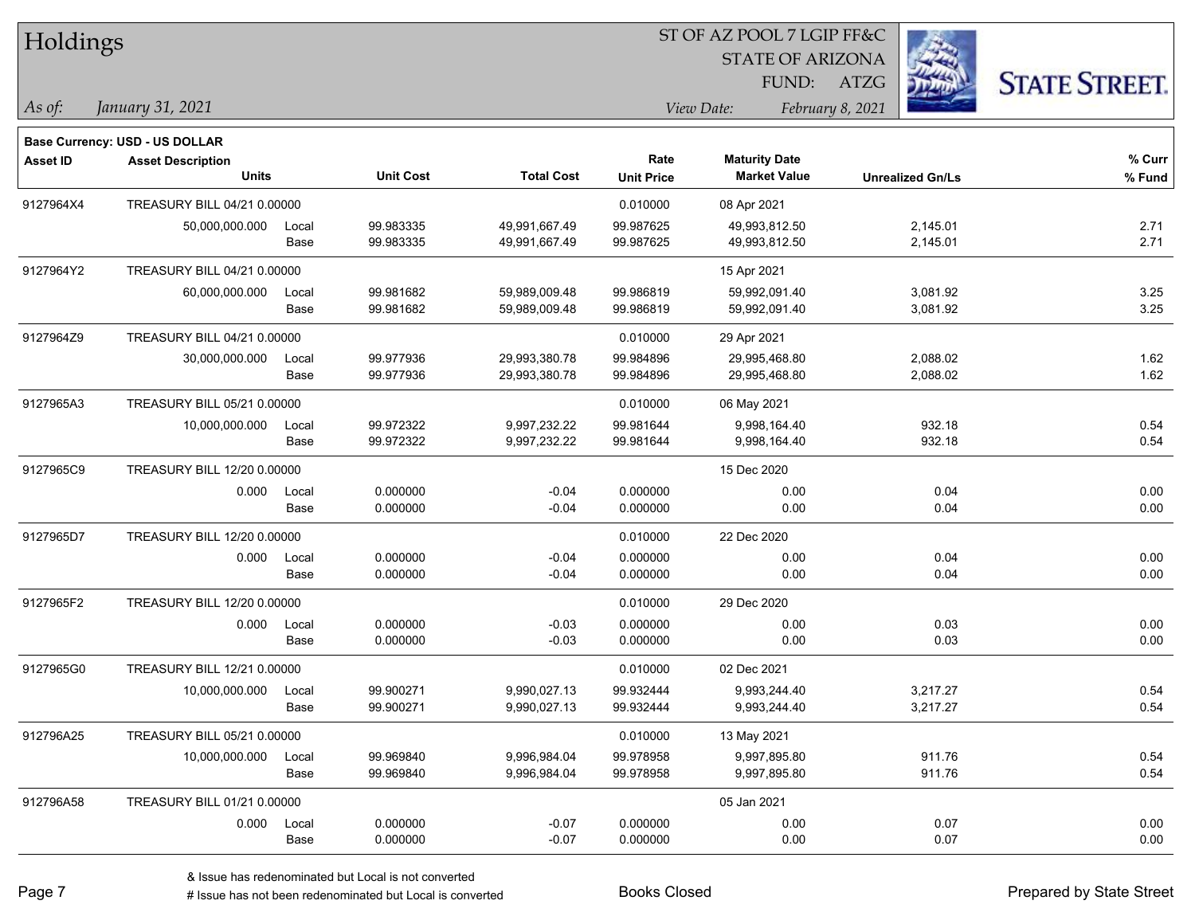# Holdings

ST OF AZ POOL 7 LGIP FF&C
STATE OF ARIZONA
FUND: ATZG

*As of:* *January 31, 2021*

*View Date:* *February 8, 2021*

**Base Currency: USD - US DOLLAR**

| Asset ID | Asset Description / Units | | Unit Cost | Total Cost | Rate / Unit Price | Maturity Date / Market Value | Unrealized Gn/Ls | % Curr / % Fund |
|---|---|---|---|---|---|---|---|---|
| 9127964X4 | TREASURY BILL 04/21 0.00000 | | | | 0.010000 | 08 Apr 2021 | | |
| | 50,000,000.000 | Local | 99.983335 | 49,991,667.49 | 99.987625 | 49,993,812.50 | 2,145.01 | 2.71 |
| | | Base | 99.983335 | 49,991,667.49 | 99.987625 | 49,993,812.50 | 2,145.01 | 2.71 |
| 9127964Y2 | TREASURY BILL 04/21 0.00000 | | | | | 15 Apr 2021 | | |
| | 60,000,000.000 | Local | 99.981682 | 59,989,009.48 | 99.986819 | 59,992,091.40 | 3,081.92 | 3.25 |
| | | Base | 99.981682 | 59,989,009.48 | 99.986819 | 59,992,091.40 | 3,081.92 | 3.25 |
| 9127964Z9 | TREASURY BILL 04/21 0.00000 | | | | 0.010000 | 29 Apr 2021 | | |
| | 30,000,000.000 | Local | 99.977936 | 29,993,380.78 | 99.984896 | 29,995,468.80 | 2,088.02 | 1.62 |
| | | Base | 99.977936 | 29,993,380.78 | 99.984896 | 29,995,468.80 | 2,088.02 | 1.62 |
| 9127965A3 | TREASURY BILL 05/21 0.00000 | | | | 0.010000 | 06 May 2021 | | |
| | 10,000,000.000 | Local | 99.972322 | 9,997,232.22 | 99.981644 | 9,998,164.40 | 932.18 | 0.54 |
| | | Base | 99.972322 | 9,997,232.22 | 99.981644 | 9,998,164.40 | 932.18 | 0.54 |
| 9127965C9 | TREASURY BILL 12/20 0.00000 | | | | | 15 Dec 2020 | | |
| | 0.000 | Local | 0.000000 | -0.04 | 0.000000 | 0.00 | 0.04 | 0.00 |
| | | Base | 0.000000 | -0.04 | 0.000000 | 0.00 | 0.04 | 0.00 |
| 9127965D7 | TREASURY BILL 12/20 0.00000 | | | | 0.010000 | 22 Dec 2020 | | |
| | 0.000 | Local | 0.000000 | -0.04 | 0.000000 | 0.00 | 0.04 | 0.00 |
| | | Base | 0.000000 | -0.04 | 0.000000 | 0.00 | 0.04 | 0.00 |
| 9127965F2 | TREASURY BILL 12/20 0.00000 | | | | 0.010000 | 29 Dec 2020 | | |
| | 0.000 | Local | 0.000000 | -0.03 | 0.000000 | 0.00 | 0.03 | 0.00 |
| | | Base | 0.000000 | -0.03 | 0.000000 | 0.00 | 0.03 | 0.00 |
| 9127965G0 | TREASURY BILL 12/21 0.00000 | | | | 0.010000 | 02 Dec 2021 | | |
| | 10,000,000.000 | Local | 99.900271 | 9,990,027.13 | 99.932444 | 9,993,244.40 | 3,217.27 | 0.54 |
| | | Base | 99.900271 | 9,990,027.13 | 99.932444 | 9,993,244.40 | 3,217.27 | 0.54 |
| 912796A25 | TREASURY BILL 05/21 0.00000 | | | | 0.010000 | 13 May 2021 | | |
| | 10,000,000.000 | Local | 99.969840 | 9,996,984.04 | 99.978958 | 9,997,895.80 | 911.76 | 0.54 |
| | | Base | 99.969840 | 9,996,984.04 | 99.978958 | 9,997,895.80 | 911.76 | 0.54 |
| 912796A58 | TREASURY BILL 01/21 0.00000 | | | | | 05 Jan 2021 | | |
| | 0.000 | Local | 0.000000 | -0.07 | 0.000000 | 0.00 | 0.07 | 0.00 |
| | | Base | 0.000000 | -0.07 | 0.000000 | 0.00 | 0.07 | 0.00 |

& Issue has redenominated but Local is not converted
# Issue has not been redenominated but Local is converted

Books Closed

Prepared by State Street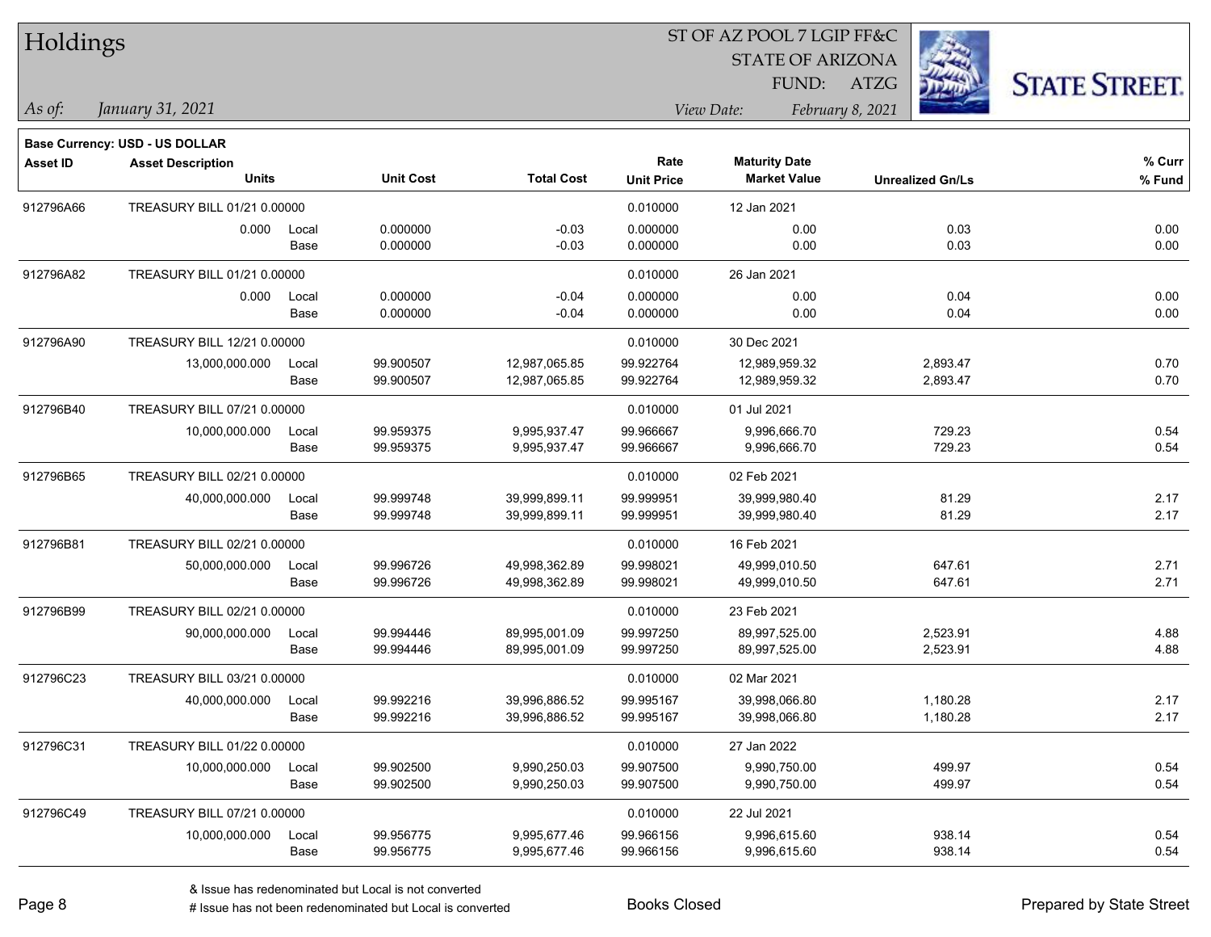# Holdings

ST OF AZ POOL 7 LGIP FF&C
STATE OF ARIZONA
FUND: ATZG

*As of:* *January 31, 2021*

*View Date:* *February 8, 2021*

**Base Currency: USD - US DOLLAR**

| Asset ID | Asset Description / Units | | Unit Cost | Total Cost | Rate / Unit Price | Maturity Date / Market Value | Unrealized Gn/Ls | % Curr / % Fund |
|---|---|---|---|---|---|---|---|---|
| 912796A66 | TREASURY BILL 01/21 0.00000 | | | | 0.010000 | 12 Jan 2021 | | |
| | 0.000 | Local | 0.000000 | -0.03 | 0.000000 | 0.00 | 0.03 | 0.00 |
| | | Base | 0.000000 | -0.03 | 0.000000 | 0.00 | 0.03 | 0.00 |
| 912796A82 | TREASURY BILL 01/21 0.00000 | | | | 0.010000 | 26 Jan 2021 | | |
| | 0.000 | Local | 0.000000 | -0.04 | 0.000000 | 0.00 | 0.04 | 0.00 |
| | | Base | 0.000000 | -0.04 | 0.000000 | 0.00 | 0.04 | 0.00 |
| 912796A90 | TREASURY BILL 12/21 0.00000 | | | | 0.010000 | 30 Dec 2021 | | |
| | 13,000,000.000 | Local | 99.900507 | 12,987,065.85 | 99.922764 | 12,989,959.32 | 2,893.47 | 0.70 |
| | | Base | 99.900507 | 12,987,065.85 | 99.922764 | 12,989,959.32 | 2,893.47 | 0.70 |
| 912796B40 | TREASURY BILL 07/21 0.00000 | | | | 0.010000 | 01 Jul 2021 | | |
| | 10,000,000.000 | Local | 99.959375 | 9,995,937.47 | 99.966667 | 9,996,666.70 | 729.23 | 0.54 |
| | | Base | 99.959375 | 9,995,937.47 | 99.966667 | 9,996,666.70 | 729.23 | 0.54 |
| 912796B65 | TREASURY BILL 02/21 0.00000 | | | | 0.010000 | 02 Feb 2021 | | |
| | 40,000,000.000 | Local | 99.999748 | 39,999,899.11 | 99.999951 | 39,999,980.40 | 81.29 | 2.17 |
| | | Base | 99.999748 | 39,999,899.11 | 99.999951 | 39,999,980.40 | 81.29 | 2.17 |
| 912796B81 | TREASURY BILL 02/21 0.00000 | | | | 0.010000 | 16 Feb 2021 | | |
| | 50,000,000.000 | Local | 99.996726 | 49,998,362.89 | 99.998021 | 49,999,010.50 | 647.61 | 2.71 |
| | | Base | 99.996726 | 49,998,362.89 | 99.998021 | 49,999,010.50 | 647.61 | 2.71 |
| 912796B99 | TREASURY BILL 02/21 0.00000 | | | | 0.010000 | 23 Feb 2021 | | |
| | 90,000,000.000 | Local | 99.994446 | 89,995,001.09 | 99.997250 | 89,997,525.00 | 2,523.91 | 4.88 |
| | | Base | 99.994446 | 89,995,001.09 | 99.997250 | 89,997,525.00 | 2,523.91 | 4.88 |
| 912796C23 | TREASURY BILL 03/21 0.00000 | | | | 0.010000 | 02 Mar 2021 | | |
| | 40,000,000.000 | Local | 99.992216 | 39,996,886.52 | 99.995167 | 39,998,066.80 | 1,180.28 | 2.17 |
| | | Base | 99.992216 | 39,996,886.52 | 99.995167 | 39,998,066.80 | 1,180.28 | 2.17 |
| 912796C31 | TREASURY BILL 01/22 0.00000 | | | | 0.010000 | 27 Jan 2022 | | |
| | 10,000,000.000 | Local | 99.902500 | 9,990,250.03 | 99.907500 | 9,990,750.00 | 499.97 | 0.54 |
| | | Base | 99.902500 | 9,990,250.03 | 99.907500 | 9,990,750.00 | 499.97 | 0.54 |
| 912796C49 | TREASURY BILL 07/21 0.00000 | | | | 0.010000 | 22 Jul 2021 | | |
| | 10,000,000.000 | Local | 99.956775 | 9,995,677.46 | 99.966156 | 9,996,615.60 | 938.14 | 0.54 |
| | | Base | 99.956775 | 9,995,677.46 | 99.966156 | 9,996,615.60 | 938.14 | 0.54 |

& Issue has redenominated but Local is not converted
# Issue has not been redenominated but Local is converted

Books Closed

Prepared by State Street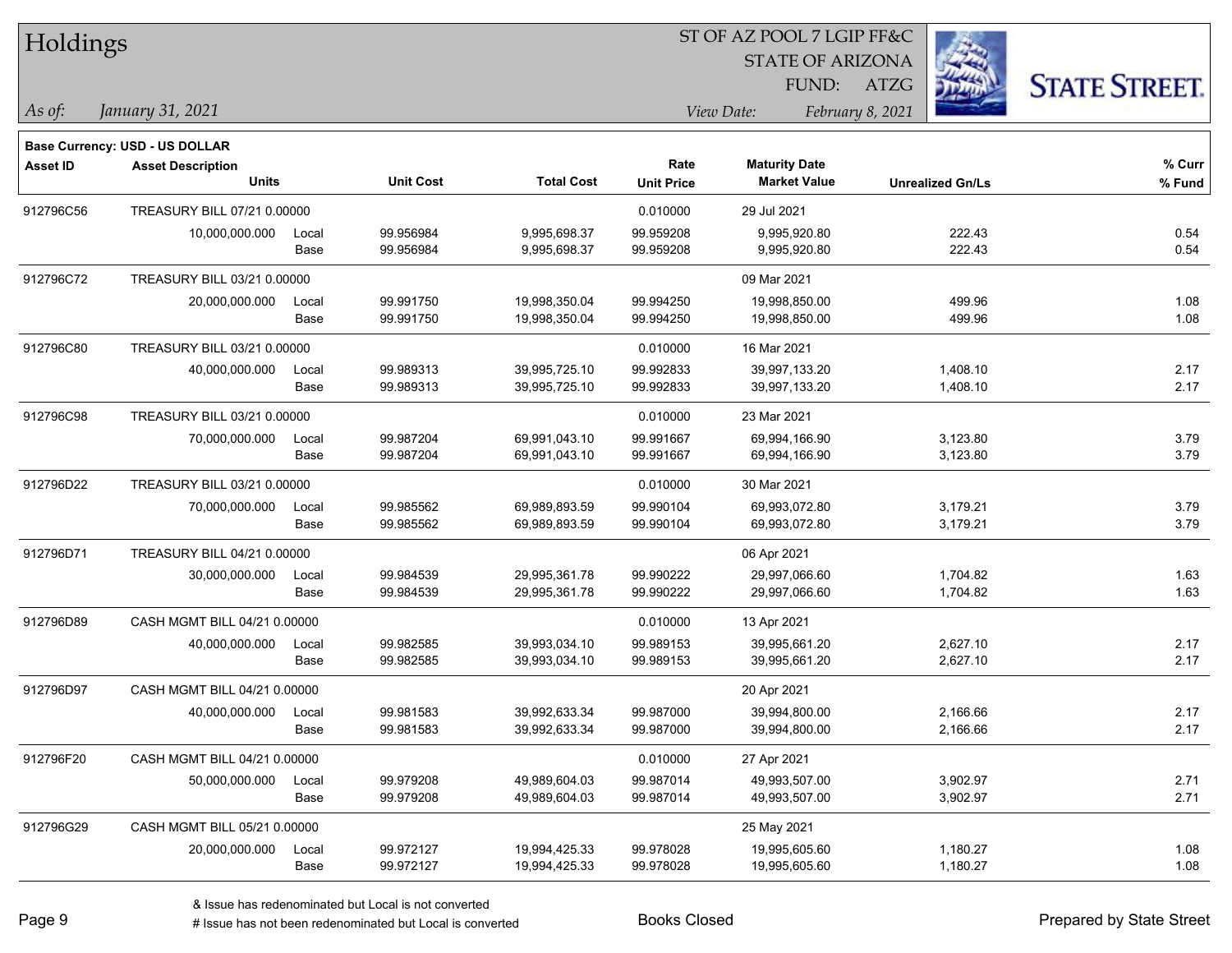# Holdings

ST OF AZ POOL 7 LGIP FF&C
STATE OF ARIZONA
FUND: ATZG

*As of:* *January 31, 2021*

*View Date:* *February 8, 2021*

**Base Currency: USD - US DOLLAR**

| Asset ID | Asset Description / Units | | Unit Cost | Total Cost | Rate / Unit Price | Maturity Date / Market Value | Unrealized Gn/Ls | % Curr / % Fund |
|---|---|---|---|---|---|---|---|---|
| 912796C56 | TREASURY BILL 07/21 0.00000 | | | | 0.010000 | 29 Jul 2021 | | |
| | 10,000,000.000 | Local | 99.956984 | 9,995,698.37 | 99.959208 | 9,995,920.80 | 222.43 | 0.54 |
| | | Base | 99.956984 | 9,995,698.37 | 99.959208 | 9,995,920.80 | 222.43 | 0.54 |
| 912796C72 | TREASURY BILL 03/21 0.00000 | | | | | 09 Mar 2021 | | |
| | 20,000,000.000 | Local | 99.991750 | 19,998,350.04 | 99.994250 | 19,998,850.00 | 499.96 | 1.08 |
| | | Base | 99.991750 | 19,998,350.04 | 99.994250 | 19,998,850.00 | 499.96 | 1.08 |
| 912796C80 | TREASURY BILL 03/21 0.00000 | | | | 0.010000 | 16 Mar 2021 | | |
| | 40,000,000.000 | Local | 99.989313 | 39,995,725.10 | 99.992833 | 39,997,133.20 | 1,408.10 | 2.17 |
| | | Base | 99.989313 | 39,995,725.10 | 99.992833 | 39,997,133.20 | 1,408.10 | 2.17 |
| 912796C98 | TREASURY BILL 03/21 0.00000 | | | | 0.010000 | 23 Mar 2021 | | |
| | 70,000,000.000 | Local | 99.987204 | 69,991,043.10 | 99.991667 | 69,994,166.90 | 3,123.80 | 3.79 |
| | | Base | 99.987204 | 69,991,043.10 | 99.991667 | 69,994,166.90 | 3,123.80 | 3.79 |
| 912796D22 | TREASURY BILL 03/21 0.00000 | | | | 0.010000 | 30 Mar 2021 | | |
| | 70,000,000.000 | Local | 99.985562 | 69,989,893.59 | 99.990104 | 69,993,072.80 | 3,179.21 | 3.79 |
| | | Base | 99.985562 | 69,989,893.59 | 99.990104 | 69,993,072.80 | 3,179.21 | 3.79 |
| 912796D71 | TREASURY BILL 04/21 0.00000 | | | | | 06 Apr 2021 | | |
| | 30,000,000.000 | Local | 99.984539 | 29,995,361.78 | 99.990222 | 29,997,066.60 | 1,704.82 | 1.63 |
| | | Base | 99.984539 | 29,995,361.78 | 99.990222 | 29,997,066.60 | 1,704.82 | 1.63 |
| 912796D89 | CASH MGMT BILL 04/21 0.00000 | | | | 0.010000 | 13 Apr 2021 | | |
| | 40,000,000.000 | Local | 99.982585 | 39,993,034.10 | 99.989153 | 39,995,661.20 | 2,627.10 | 2.17 |
| | | Base | 99.982585 | 39,993,034.10 | 99.989153 | 39,995,661.20 | 2,627.10 | 2.17 |
| 912796D97 | CASH MGMT BILL 04/21 0.00000 | | | | 0.010000 | 20 Apr 2021 | | |
| | 40,000,000.000 | Local | 99.981583 | 39,992,633.34 | 99.987000 | 39,994,800.00 | 2,166.66 | 2.17 |
| | | Base | 99.981583 | 39,992,633.34 | 99.987000 | 39,994,800.00 | 2,166.66 | 2.17 |
| 912796F20 | CASH MGMT BILL 04/21 0.00000 | | | | 0.010000 | 27 Apr 2021 | | |
| | 50,000,000.000 | Local | 99.979208 | 49,989,604.03 | 99.987014 | 49,993,507.00 | 3,902.97 | 2.71 |
| | | Base | 99.979208 | 49,989,604.03 | 99.987014 | 49,993,507.00 | 3,902.97 | 2.71 |
| 912796G29 | CASH MGMT BILL 05/21 0.00000 | | | | | 25 May 2021 | | |
| | 20,000,000.000 | Local | 99.972127 | 19,994,425.33 | 99.978028 | 19,995,605.60 | 1,180.27 | 1.08 |
| | | Base | 99.972127 | 19,994,425.33 | 99.978028 | 19,995,605.60 | 1,180.27 | 1.08 |

& Issue has redenominated but Local is not converted
# Issue has not been redenominated but Local is converted

Books Closed

Prepared by State Street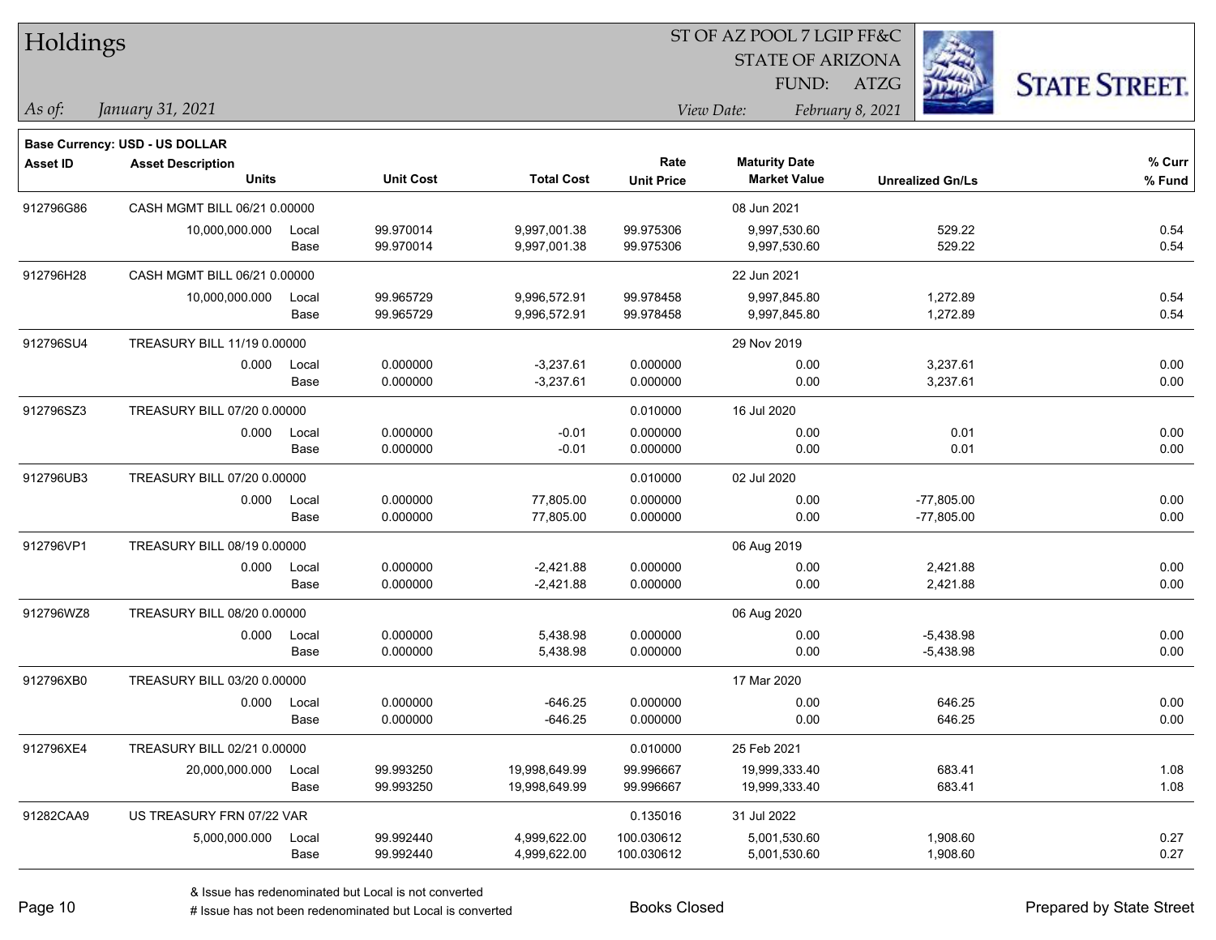# Holdings

ST OF AZ POOL 7 LGIP FF&C
STATE OF ARIZONA
FUND: ATZG

*As of:* *January 31, 2021*

*View Date:* *February 8, 2021*

**Base Currency: USD - US DOLLAR**

| Asset ID | Asset Description / Units | | Unit Cost | Total Cost | Rate / Unit Price | Maturity Date / Market Value | Unrealized Gn/Ls | % Curr / % Fund |
|---|---|---|---|---|---|---|---|---|
| 912796G86 | CASH MGMT BILL 06/21 0.00000 | | | | | 08 Jun 2021 | | |
| | 10,000,000.000 | Local | 99.970014 | 9,997,001.38 | 99.975306 | 9,997,530.60 | 529.22 | 0.54 |
| | | Base | 99.970014 | 9,997,001.38 | 99.975306 | 9,997,530.60 | 529.22 | 0.54 |
| 912796H28 | CASH MGMT BILL 06/21 0.00000 | | | | | 22 Jun 2021 | | |
| | 10,000,000.000 | Local | 99.965729 | 9,996,572.91 | 99.978458 | 9,997,845.80 | 1,272.89 | 0.54 |
| | | Base | 99.965729 | 9,996,572.91 | 99.978458 | 9,997,845.80 | 1,272.89 | 0.54 |
| 912796SU4 | TREASURY BILL 11/19 0.00000 | | | | | 29 Nov 2019 | | |
| | 0.000 | Local | 0.000000 | -3,237.61 | 0.000000 | 0.00 | 3,237.61 | 0.00 |
| | | Base | 0.000000 | -3,237.61 | 0.000000 | 0.00 | 3,237.61 | 0.00 |
| 912796SZ3 | TREASURY BILL 07/20 0.00000 | | | | 0.010000 | 16 Jul 2020 | | |
| | 0.000 | Local | 0.000000 | -0.01 | 0.000000 | 0.00 | 0.01 | 0.00 |
| | | Base | 0.000000 | -0.01 | 0.000000 | 0.00 | 0.01 | 0.00 |
| 912796UB3 | TREASURY BILL 07/20 0.00000 | | | | 0.010000 | 02 Jul 2020 | | |
| | 0.000 | Local | 0.000000 | 77,805.00 | 0.000000 | 0.00 | -77,805.00 | 0.00 |
| | | Base | 0.000000 | 77,805.00 | 0.000000 | 0.00 | -77,805.00 | 0.00 |
| 912796VP1 | TREASURY BILL 08/19 0.00000 | | | | | 06 Aug 2019 | | |
| | 0.000 | Local | 0.000000 | -2,421.88 | 0.000000 | 0.00 | 2,421.88 | 0.00 |
| | | Base | 0.000000 | -2,421.88 | 0.000000 | 0.00 | 2,421.88 | 0.00 |
| 912796WZ8 | TREASURY BILL 08/20 0.00000 | | | | | 06 Aug 2020 | | |
| | 0.000 | Local | 0.000000 | 5,438.98 | 0.000000 | 0.00 | -5,438.98 | 0.00 |
| | | Base | 0.000000 | 5,438.98 | 0.000000 | 0.00 | -5,438.98 | 0.00 |
| 912796XB0 | TREASURY BILL 03/20 0.00000 | | | | | 17 Mar 2020 | | |
| | 0.000 | Local | 0.000000 | -646.25 | 0.000000 | 0.00 | 646.25 | 0.00 |
| | | Base | 0.000000 | -646.25 | 0.000000 | 0.00 | 646.25 | 0.00 |
| 912796XE4 | TREASURY BILL 02/21 0.00000 | | | | 0.010000 | 25 Feb 2021 | | |
| | 20,000,000.000 | Local | 99.993250 | 19,998,649.99 | 99.996667 | 19,999,333.40 | 683.41 | 1.08 |
| | | Base | 99.993250 | 19,998,649.99 | 99.996667 | 19,999,333.40 | 683.41 | 1.08 |
| 91282CAA9 | US TREASURY FRN 07/22 VAR | | | | 0.135016 | 31 Jul 2022 | | |
| | 5,000,000.000 | Local | 99.992440 | 4,999,622.00 | 100.030612 | 5,001,530.60 | 1,908.60 | 0.27 |
| | | Base | 99.992440 | 4,999,622.00 | 100.030612 | 5,001,530.60 | 1,908.60 | 0.27 |

& Issue has redenominated but Local is not converted
# Issue has not been redenominated but Local is converted

Books Closed

Prepared by State Street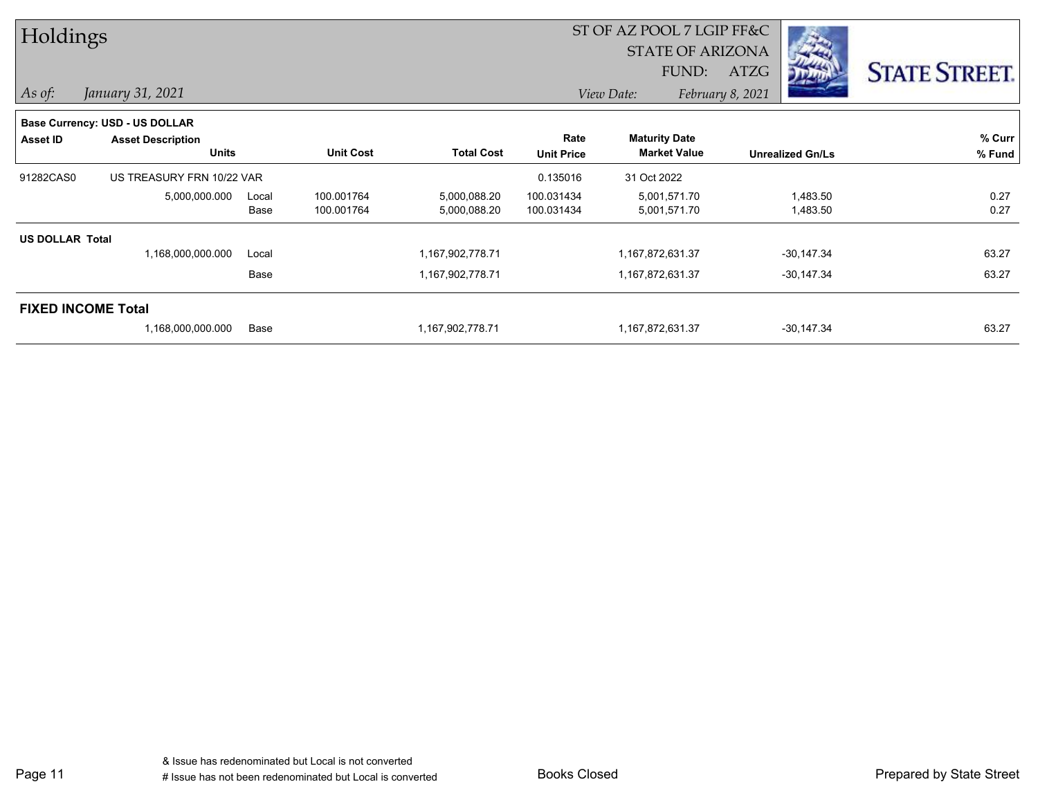# Holdings

ST OF AZ POOL 7 LGIP FF&C
STATE OF ARIZONA
FUND: ATZG

*As of:* *January 31, 2021*

*View Date:* *February 8, 2021*

**Base Currency: USD - US DOLLAR**

| Asset ID | Asset Description / Units | | Unit Cost | Total Cost | Rate / Unit Price | Maturity Date / Market Value | Unrealized Gn/Ls | % Curr / % Fund |
|---|---|---|---|---|---|---|---|---|
| 91282CAS0 | US TREASURY FRN 10/22 VAR | | | | 0.135016 | 31 Oct 2022 | | |
| | 5,000,000.000 | Local | 100.001764 | 5,000,088.20 | 100.031434 | 5,001,571.70 | 1,483.50 | 0.27 |
| | | Base | 100.001764 | 5,000,088.20 | 100.031434 | 5,001,571.70 | 1,483.50 | 0.27 |
| **US DOLLAR Total** | | | | | | | | |
| | 1,168,000,000.000 | Local | | 1,167,902,778.71 | | 1,167,872,631.37 | -30,147.34 | 63.27 |
| | | Base | | 1,167,902,778.71 | | 1,167,872,631.37 | -30,147.34 | 63.27 |
| **FIXED INCOME Total** | | | | | | | | |
| | 1,168,000,000.000 | Base | | 1,167,902,778.71 | | 1,167,872,631.37 | -30,147.34 | 63.27 |

& Issue has redenominated but Local is not converted
# Issue has not been redenominated but Local is converted

Books Closed

Prepared by State Street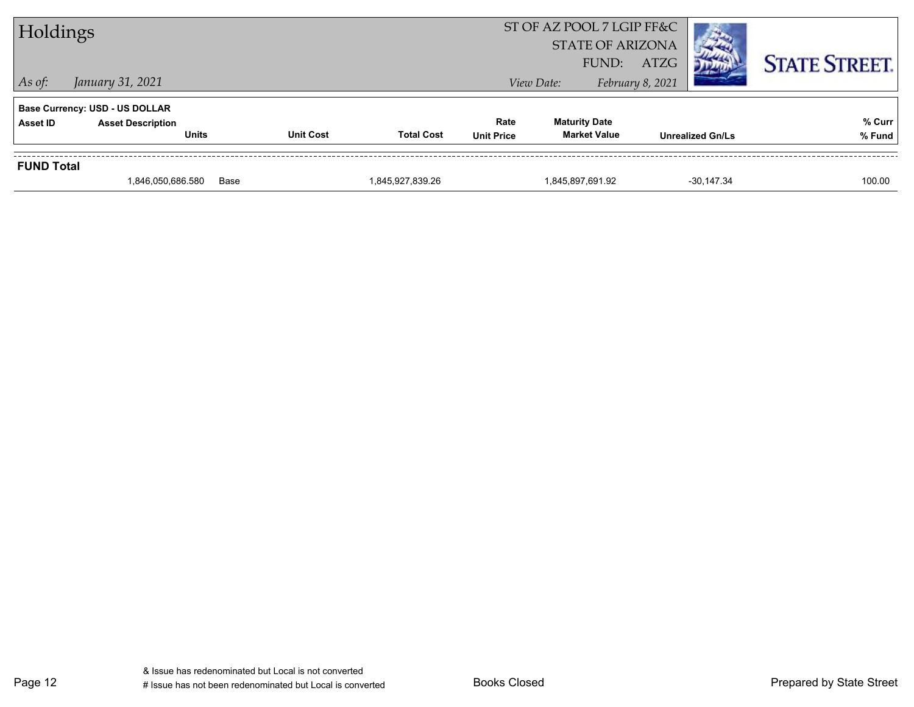# Holdings

ST OF AZ POOL 7 LGIP FF&C
STATE OF ARIZONA
FUND: ATZG

*As of:* *January 31, 2021*

*View Date:* *February 8, 2021*

**Base Currency: USD - US DOLLAR**

| Asset ID | Asset Description / Units | | Unit Cost | Total Cost | Rate / Unit Price | Maturity Date / Market Value | Unrealized Gn/Ls | % Curr / % Fund |
|---|---|---|---|---|---|---|---|---|
| **FUND Total** | | | | | | | | |
| | 1,846,050,686.580 | Base | | 1,845,927,839.26 | | 1,845,897,691.92 | -30,147.34 | 100.00 |

& Issue has redenominated but Local is not converted
# Issue has not been redenominated but Local is converted

Books Closed

Prepared by State Street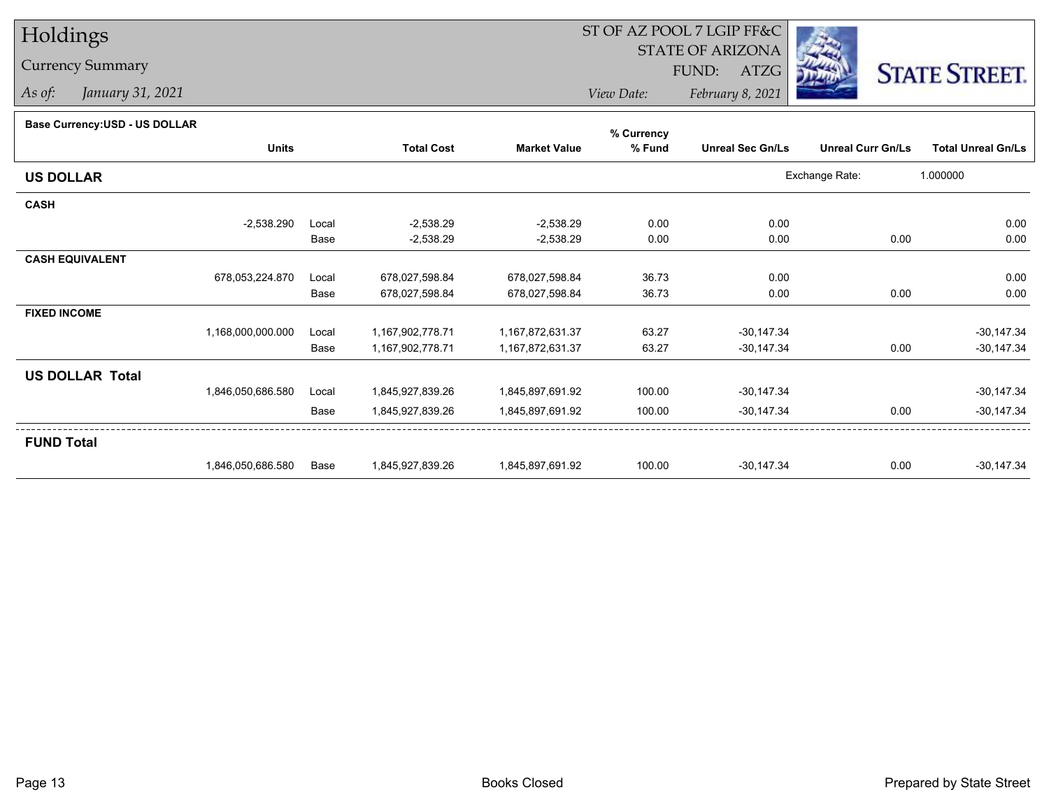# Holdings

## Currency Summary

*As of: January 31, 2021*

ST OF AZ POOL 7 LGIP FF&C
STATE OF ARIZONA
FUND: ATZG

*View Date: February 8, 2021*

**Base Currency:USD - US DOLLAR**

| | Units | | Total Cost | Market Value | % Currency % Fund | Unreal Sec Gn/Ls | Unreal Curr Gn/Ls | Total Unreal Gn/Ls |
|---|---|---|---|---|---|---|---|---|
| **US DOLLAR** | | | | | | Exchange Rate: | 1.000000 | |
| **CASH** | | | | | | | | |
| | -2,538.290 | Local | -2,538.29 | -2,538.29 | 0.00 | 0.00 | | 0.00 |
| | | Base | -2,538.29 | -2,538.29 | 0.00 | 0.00 | 0.00 | 0.00 |
| **CASH EQUIVALENT** | | | | | | | | |
| | 678,053,224.870 | Local | 678,027,598.84 | 678,027,598.84 | 36.73 | 0.00 | | 0.00 |
| | | Base | 678,027,598.84 | 678,027,598.84 | 36.73 | 0.00 | 0.00 | 0.00 |
| **FIXED INCOME** | | | | | | | | |
| | 1,168,000,000.000 | Local | 1,167,902,778.71 | 1,167,872,631.37 | 63.27 | -30,147.34 | | -30,147.34 |
| | | Base | 1,167,902,778.71 | 1,167,872,631.37 | 63.27 | -30,147.34 | 0.00 | -30,147.34 |
| **US DOLLAR Total** | | | | | | | | |
| | 1,846,050,686.580 | Local | 1,845,927,839.26 | 1,845,897,691.92 | 100.00 | -30,147.34 | | -30,147.34 |
| | | Base | 1,845,927,839.26 | 1,845,897,691.92 | 100.00 | -30,147.34 | 0.00 | -30,147.34 |
| **FUND Total** | | | | | | | | |
| | 1,846,050,686.580 | Base | 1,845,927,839.26 | 1,845,897,691.92 | 100.00 | -30,147.34 | 0.00 | -30,147.34 |

Books Closed

Prepared by State Street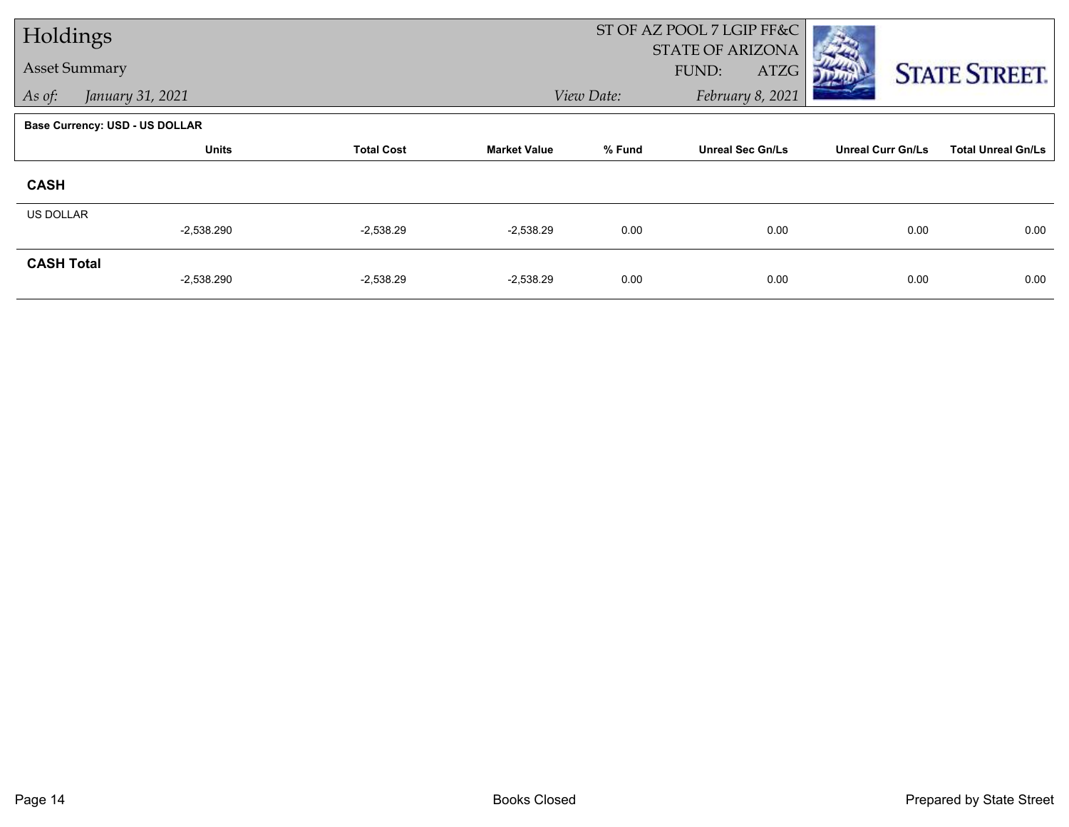# Holdings

Asset Summary

*As of: January 31, 2021*

ST OF AZ POOL 7 LGIP FF&C
STATE OF ARIZONA
FUND: ATZG

*View Date: February 8, 2021*

**Base Currency: USD - US DOLLAR**

| | Units | Total Cost | Market Value | % Fund | Unreal Sec Gn/Ls | Unreal Curr Gn/Ls | Total Unreal Gn/Ls |
|---|---|---|---|---|---|---|---|
| **CASH** | | | | | | | |
| US DOLLAR | -2,538.290 | -2,538.29 | -2,538.29 | 0.00 | 0.00 | 0.00 | 0.00 |
| **CASH Total** | -2,538.290 | -2,538.29 | -2,538.29 | 0.00 | 0.00 | 0.00 | 0.00 |

Books Closed

Prepared by State Street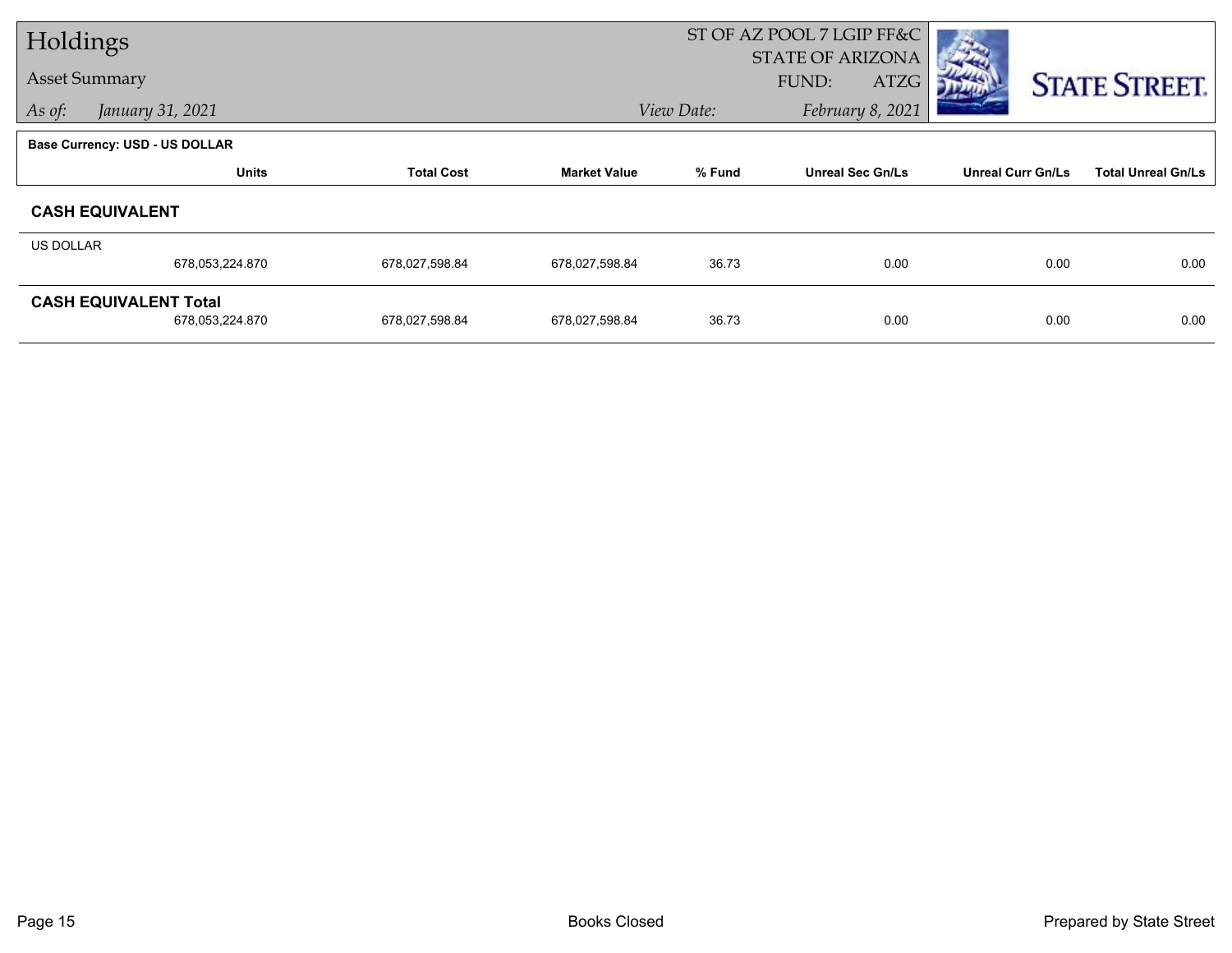# Holdings

**Asset Summary**

*As of:* *January 31, 2021*

ST OF AZ POOL 7 LGIP FF&C
STATE OF ARIZONA
FUND: ATZG
*View Date:* *February 8, 2021*

STATE STREET.

**Base Currency: USD - US DOLLAR**

| | Units | Total Cost | Market Value | % Fund | Unreal Sec Gn/Ls | Unreal Curr Gn/Ls | Total Unreal Gn/Ls |
|---|---|---|---|---|---|---|---|
| **CASH EQUIVALENT** | | | | | | | |
| US DOLLAR | 678,053,224.870 | 678,027,598.84 | 678,027,598.84 | 36.73 | 0.00 | 0.00 | 0.00 |
| **CASH EQUIVALENT Total** | 678,053,224.870 | 678,027,598.84 | 678,027,598.84 | 36.73 | 0.00 | 0.00 | 0.00 |

Books Closed

Prepared by State Street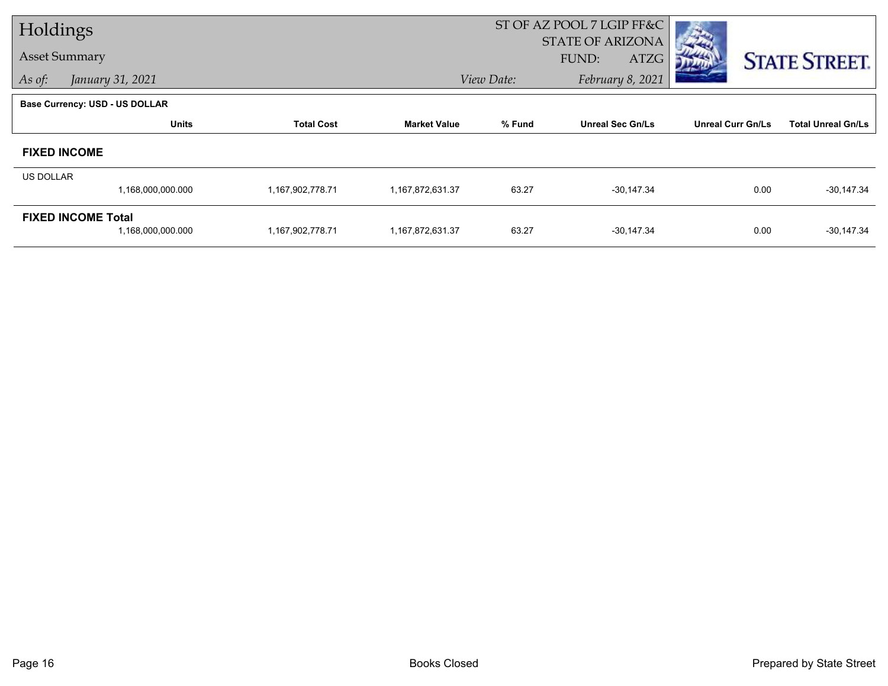# Holdings

**Asset Summary**

*As of: January 31, 2021*

ST OF AZ POOL 7 LGIP FF&C
STATE OF ARIZONA
FUND: ATZG

*View Date: February 8, 2021*

STATE STREET.

**Base Currency: USD - US DOLLAR**

| | Units | Total Cost | Market Value | % Fund | Unreal Sec Gn/Ls | Unreal Curr Gn/Ls | Total Unreal Gn/Ls |
|---|---|---|---|---|---|---|---|
| **FIXED INCOME** | | | | | | | |
| US DOLLAR | | | | | | | |
| | 1,168,000,000.000 | 1,167,902,778.71 | 1,167,872,631.37 | 63.27 | -30,147.34 | 0.00 | -30,147.34 |
| **FIXED INCOME Total** | | | | | | | |
| | 1,168,000,000.000 | 1,167,902,778.71 | 1,167,872,631.37 | 63.27 | -30,147.34 | 0.00 | -30,147.34 |

Books Closed

Prepared by State Street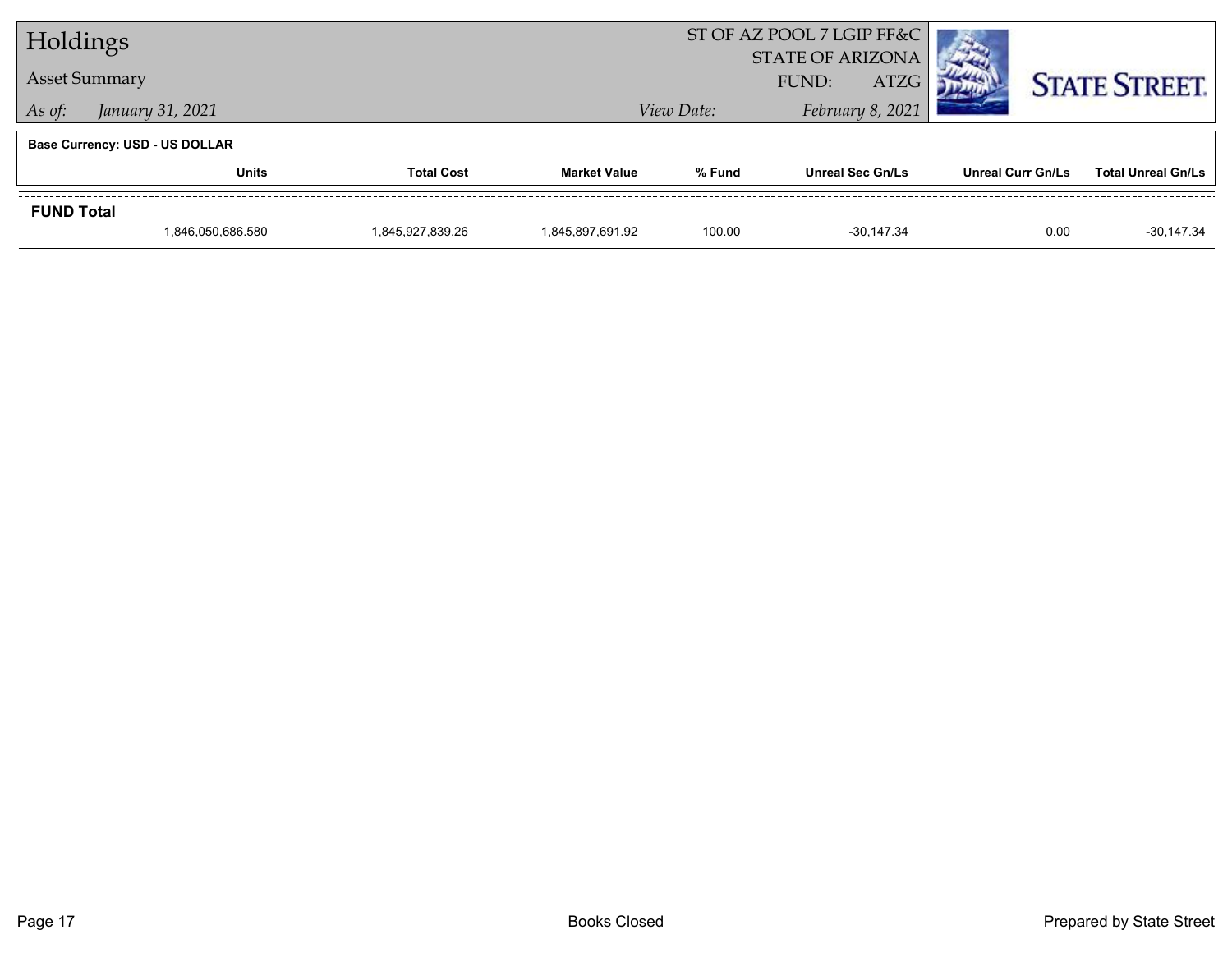# Holdings

Asset Summary

*As of:* *January 31, 2021*

ST OF AZ POOL 7 LGIP FF&C
STATE OF ARIZONA
FUND: ATZG

*View Date:* *February 8, 2021*

STATE STREET.

**Base Currency: USD - US DOLLAR**

| | Units | Total Cost | Market Value | % Fund | Unreal Sec Gn/Ls | Unreal Curr Gn/Ls | Total Unreal Gn/Ls |
|---|---|---|---|---|---|---|---|
| **FUND Total** | | | | | | | |
| | 1,846,050,686.580 | 1,845,927,839.26 | 1,845,897,691.92 | 100.00 | -30,147.34 | 0.00 | -30,147.34 |

Books Closed

Prepared by State Street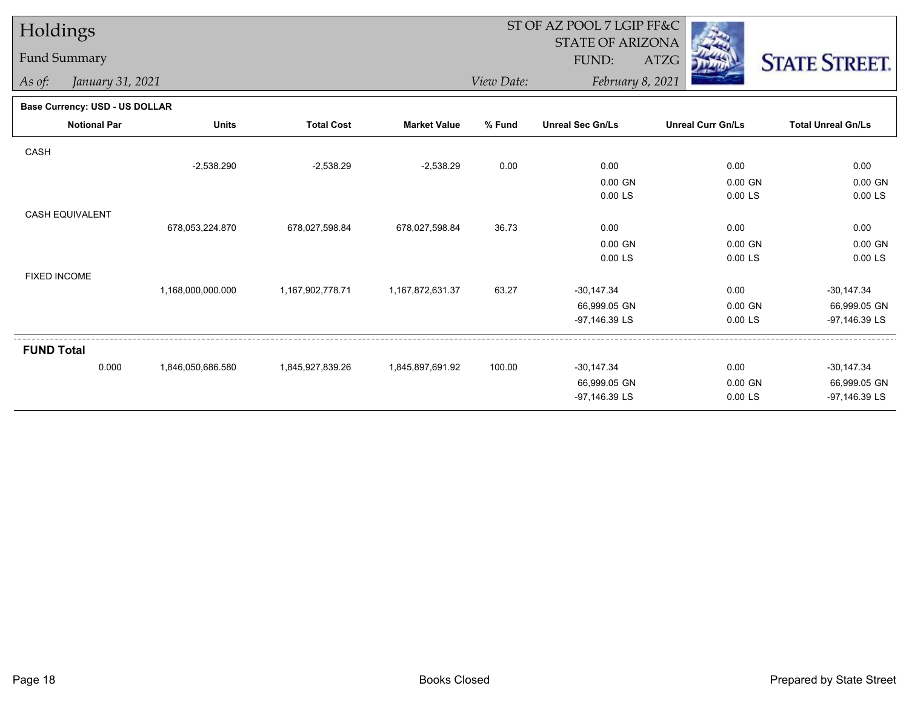# Holdings

Fund Summary

*As of:* *January 31, 2021*

ST OF AZ POOL 7 LGIP FF&C
STATE OF ARIZONA
FUND: ATZG

*View Date:* *February 8, 2021*

STATE STREET.

**Base Currency: USD - US DOLLAR**

| Notional Par | Units | Total Cost | Market Value | % Fund | Unreal Sec Gn/Ls | Unreal Curr Gn/Ls | Total Unreal Gn/Ls |
|---|---|---|---|---|---|---|---|
| CASH | | | | | | | |
| | -2,538.290 | -2,538.29 | -2,538.29 | 0.00 | 0.00 | 0.00 | 0.00 |
| | | | | | 0.00 GN | 0.00 GN | 0.00 GN |
| | | | | | 0.00 LS | 0.00 LS | 0.00 LS |
| CASH EQUIVALENT | | | | | | | |
| | 678,053,224.870 | 678,027,598.84 | 678,027,598.84 | 36.73 | 0.00 | 0.00 | 0.00 |
| | | | | | 0.00 GN | 0.00 GN | 0.00 GN |
| | | | | | 0.00 LS | 0.00 LS | 0.00 LS |
| FIXED INCOME | | | | | | | |
| | 1,168,000,000.000 | 1,167,902,778.71 | 1,167,872,631.37 | 63.27 | -30,147.34 | 0.00 | -30,147.34 |
| | | | | | 66,999.05 GN | 0.00 GN | 66,999.05 GN |
| | | | | | -97,146.39 LS | 0.00 LS | -97,146.39 LS |
| **FUND Total** | | | | | | | |
| 0.000 | 1,846,050,686.580 | 1,845,927,839.26 | 1,845,897,691.92 | 100.00 | -30,147.34 | 0.00 | -30,147.34 |
| | | | | | 66,999.05 GN | 0.00 GN | 66,999.05 GN |
| | | | | | -97,146.39 LS | 0.00 LS | -97,146.39 LS |

Books Closed

Prepared by State Street